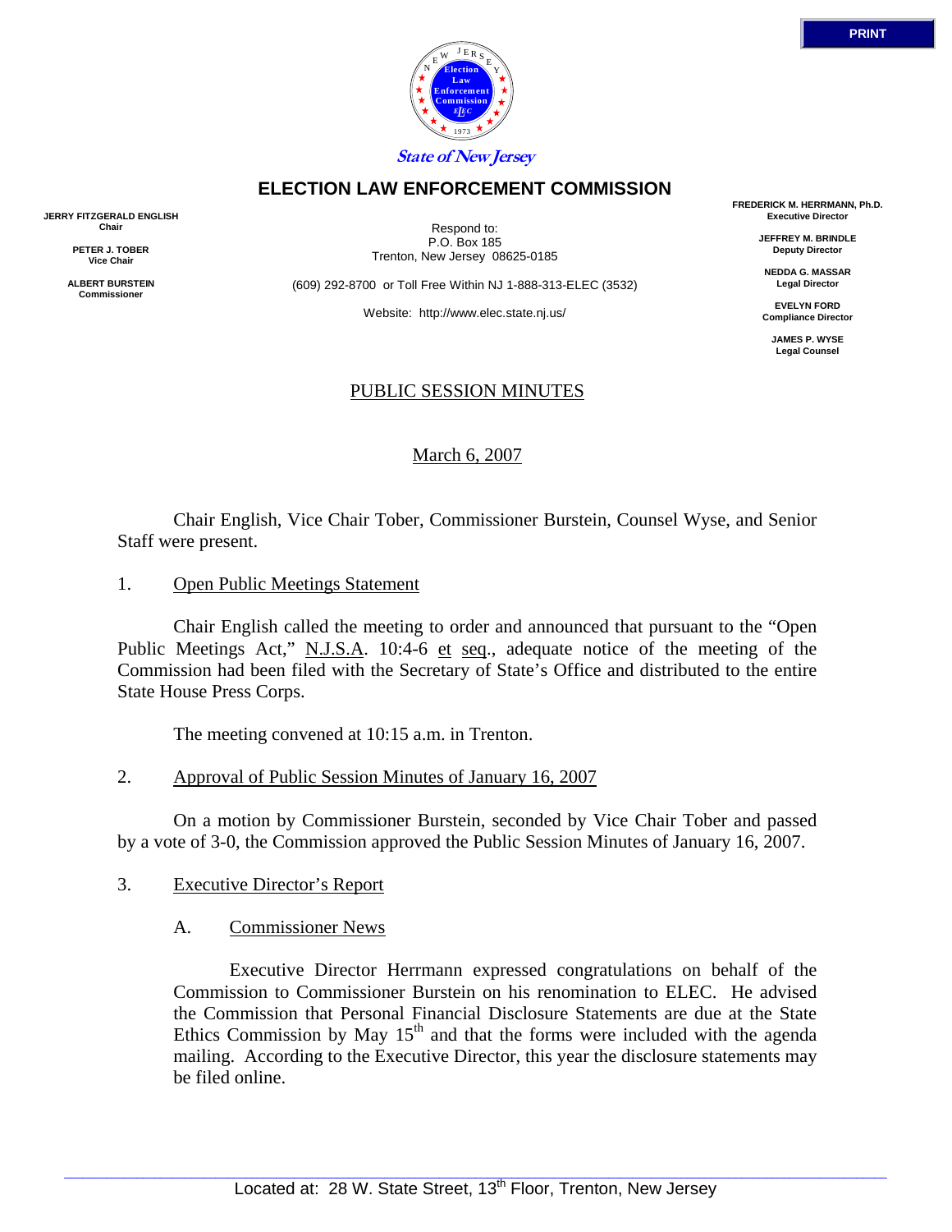PRINT

State of New Jersey

# ELECTION LAW ENFORCEMENT COMMISSION

**JERRY FITZGERALD ENGLISH**
**Chair**

**PETER J. TOBER**
**Vice Chair**

**ALBERT BURSTEIN**
**Commissioner**

Respond to:
P.O. Box 185
Trenton, New Jersey 08625-0185

(609) 292-8700 or Toll Free Within NJ 1-888-313-ELEC (3532)

Website: http://www.elec.state.nj.us/

**FREDERICK M. HERRMANN, Ph.D.**
**Executive Director**

**JEFFREY M. BRINDLE**
**Deputy Director**

**NEDDA G. MASSAR**
**Legal Director**

**EVELYN FORD**
**Compliance Director**

**JAMES P. WYSE**
**Legal Counsel**

## PUBLIC SESSION MINUTES

March 6, 2007

Chair English, Vice Chair Tober, Commissioner Burstein, Counsel Wyse, and Senior Staff were present.

1. Open Public Meetings Statement

Chair English called the meeting to order and announced that pursuant to the "Open Public Meetings Act," N.J.S.A. 10:4-6 et seq., adequate notice of the meeting of the Commission had been filed with the Secretary of State's Office and distributed to the entire State House Press Corps.

The meeting convened at 10:15 a.m. in Trenton.

2. Approval of Public Session Minutes of January 16, 2007

On a motion by Commissioner Burstein, seconded by Vice Chair Tober and passed by a vote of 3-0, the Commission approved the Public Session Minutes of January 16, 2007.

3. Executive Director's Report

A. Commissioner News

Executive Director Herrmann expressed congratulations on behalf of the Commission to Commissioner Burstein on his renomination to ELEC. He advised the Commission that Personal Financial Disclosure Statements are due at the State Ethics Commission by May 15th and that the forms were included with the agenda mailing. According to the Executive Director, this year the disclosure statements may be filed online.

Located at: 28 W. State Street, 13th Floor, Trenton, New Jersey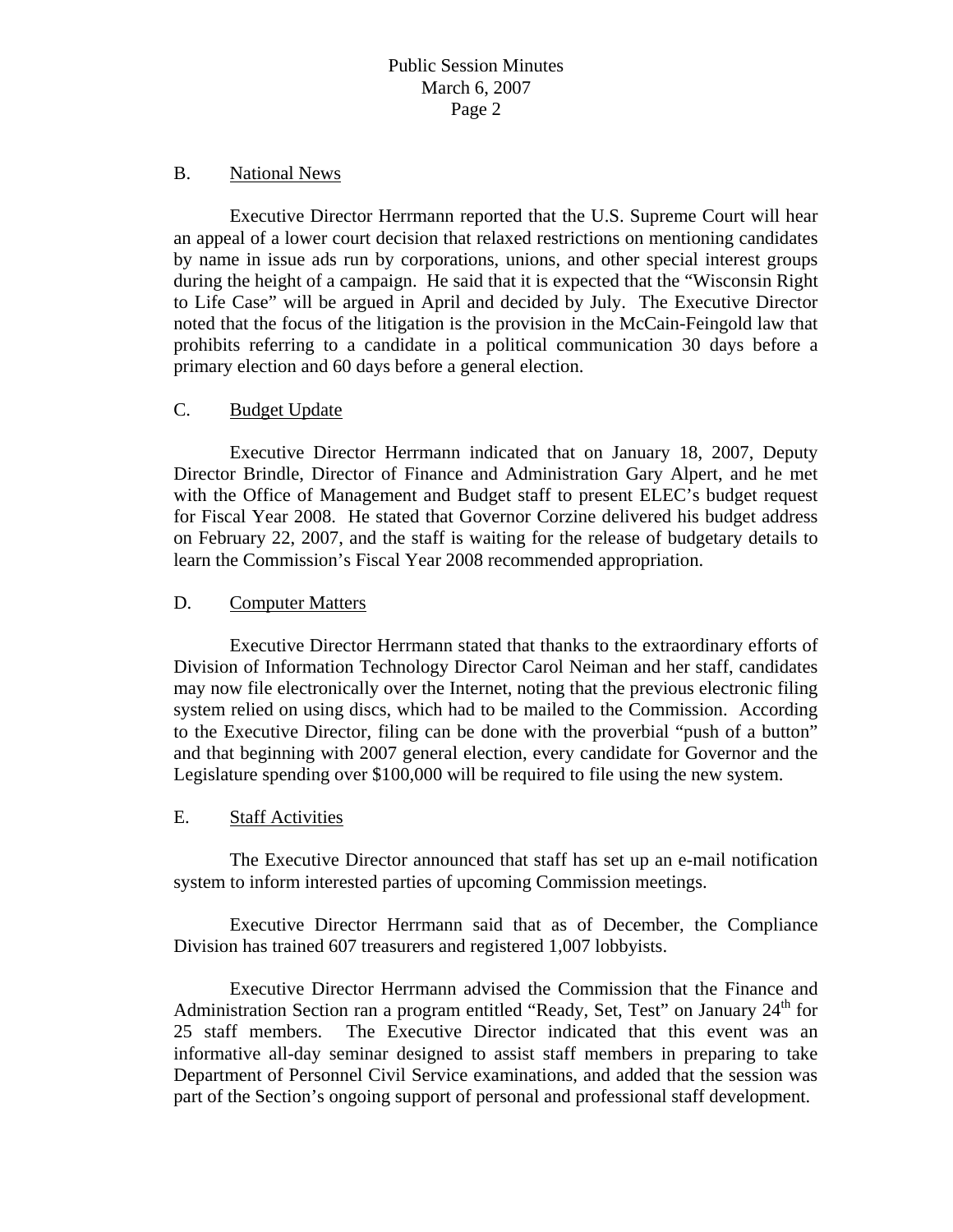B. National News

Executive Director Herrmann reported that the U.S. Supreme Court will hear an appeal of a lower court decision that relaxed restrictions on mentioning candidates by name in issue ads run by corporations, unions, and other special interest groups during the height of a campaign. He said that it is expected that the "Wisconsin Right to Life Case" will be argued in April and decided by July. The Executive Director noted that the focus of the litigation is the provision in the McCain-Feingold law that prohibits referring to a candidate in a political communication 30 days before a primary election and 60 days before a general election.

C. Budget Update

Executive Director Herrmann indicated that on January 18, 2007, Deputy Director Brindle, Director of Finance and Administration Gary Alpert, and he met with the Office of Management and Budget staff to present ELEC's budget request for Fiscal Year 2008. He stated that Governor Corzine delivered his budget address on February 22, 2007, and the staff is waiting for the release of budgetary details to learn the Commission's Fiscal Year 2008 recommended appropriation.

D. Computer Matters

Executive Director Herrmann stated that thanks to the extraordinary efforts of Division of Information Technology Director Carol Neiman and her staff, candidates may now file electronically over the Internet, noting that the previous electronic filing system relied on using discs, which had to be mailed to the Commission. According to the Executive Director, filing can be done with the proverbial "push of a button" and that beginning with 2007 general election, every candidate for Governor and the Legislature spending over $100,000 will be required to file using the new system.

E. Staff Activities

The Executive Director announced that staff has set up an e-mail notification system to inform interested parties of upcoming Commission meetings.

Executive Director Herrmann said that as of December, the Compliance Division has trained 607 treasurers and registered 1,007 lobbyists.

Executive Director Herrmann advised the Commission that the Finance and Administration Section ran a program entitled "Ready, Set, Test" on January 24th for 25 staff members. The Executive Director indicated that this event was an informative all-day seminar designed to assist staff members in preparing to take Department of Personnel Civil Service examinations, and added that the session was part of the Section's ongoing support of personal and professional staff development.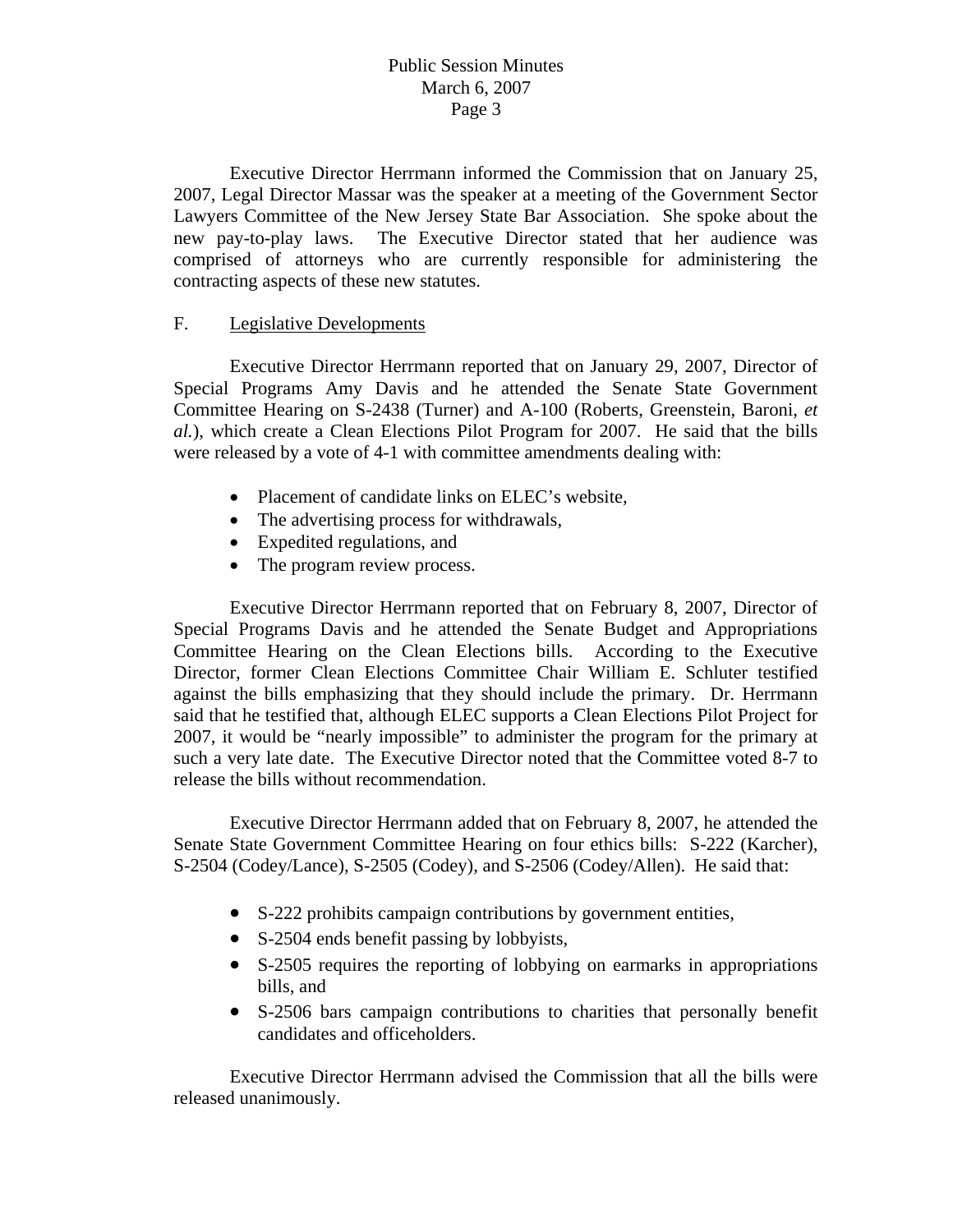Executive Director Herrmann informed the Commission that on January 25, 2007, Legal Director Massar was the speaker at a meeting of the Government Sector Lawyers Committee of the New Jersey State Bar Association. She spoke about the new pay-to-play laws. The Executive Director stated that her audience was comprised of attorneys who are currently responsible for administering the contracting aspects of these new statutes.

F. Legislative Developments

Executive Director Herrmann reported that on January 29, 2007, Director of Special Programs Amy Davis and he attended the Senate State Government Committee Hearing on S-2438 (Turner) and A-100 (Roberts, Greenstein, Baroni, *et al.*), which create a Clean Elections Pilot Program for 2007. He said that the bills were released by a vote of 4-1 with committee amendments dealing with:

- Placement of candidate links on ELEC's website,
- The advertising process for withdrawals,
- Expedited regulations, and
- The program review process.

Executive Director Herrmann reported that on February 8, 2007, Director of Special Programs Davis and he attended the Senate Budget and Appropriations Committee Hearing on the Clean Elections bills. According to the Executive Director, former Clean Elections Committee Chair William E. Schluter testified against the bills emphasizing that they should include the primary. Dr. Herrmann said that he testified that, although ELEC supports a Clean Elections Pilot Project for 2007, it would be "nearly impossible" to administer the program for the primary at such a very late date. The Executive Director noted that the Committee voted 8-7 to release the bills without recommendation.

Executive Director Herrmann added that on February 8, 2007, he attended the Senate State Government Committee Hearing on four ethics bills: S-222 (Karcher), S-2504 (Codey/Lance), S-2505 (Codey), and S-2506 (Codey/Allen). He said that:

- S-222 prohibits campaign contributions by government entities,
- S-2504 ends benefit passing by lobbyists,
- S-2505 requires the reporting of lobbying on earmarks in appropriations bills, and
- S-2506 bars campaign contributions to charities that personally benefit candidates and officeholders.

Executive Director Herrmann advised the Commission that all the bills were released unanimously.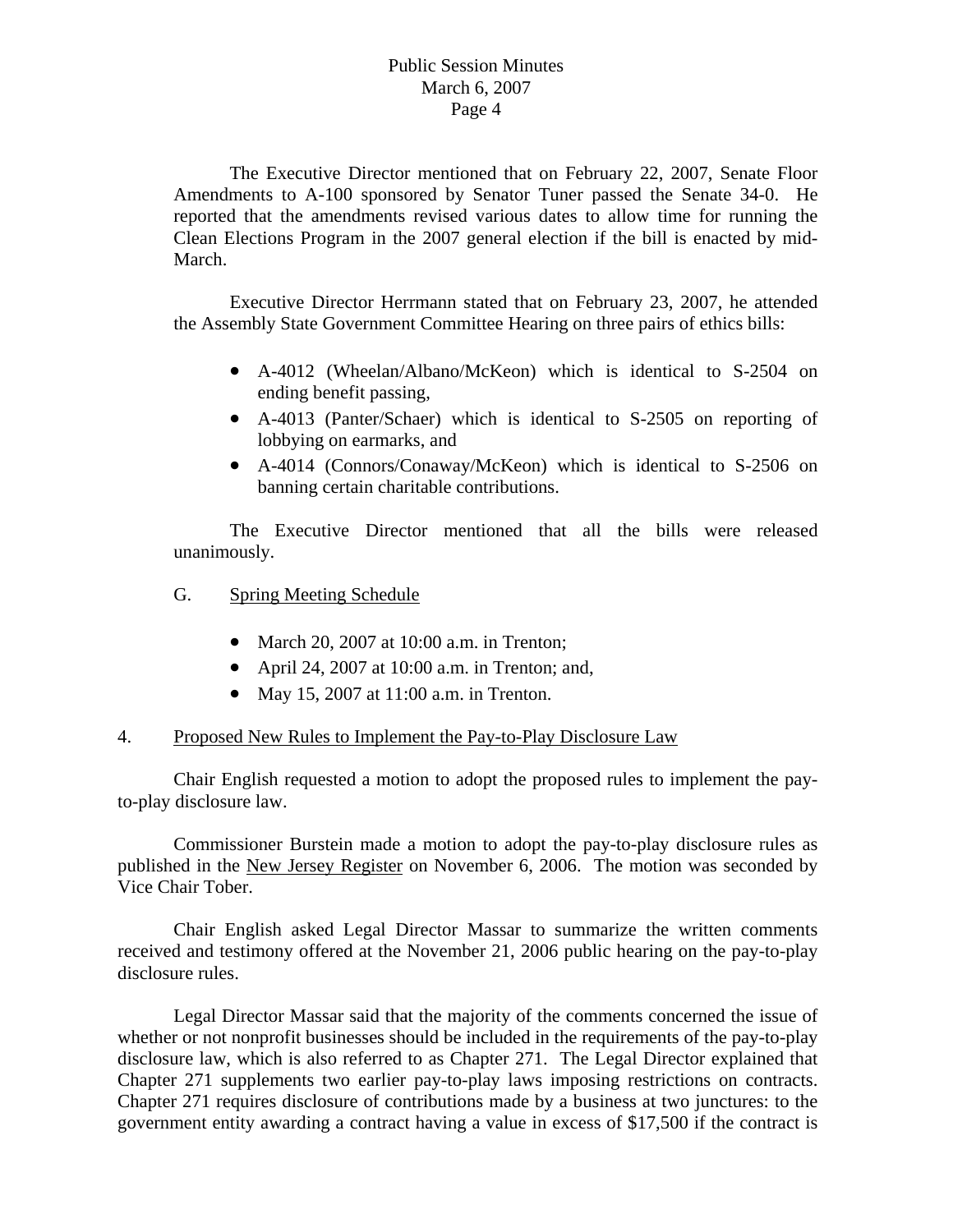The Executive Director mentioned that on February 22, 2007, Senate Floor Amendments to A-100 sponsored by Senator Tuner passed the Senate 34-0. He reported that the amendments revised various dates to allow time for running the Clean Elections Program in the 2007 general election if the bill is enacted by mid-March.

Executive Director Herrmann stated that on February 23, 2007, he attended the Assembly State Government Committee Hearing on three pairs of ethics bills:

- A-4012 (Wheelan/Albano/McKeon) which is identical to S-2504 on ending benefit passing,
- A-4013 (Panter/Schaer) which is identical to S-2505 on reporting of lobbying on earmarks, and
- A-4014 (Connors/Conaway/McKeon) which is identical to S-2506 on banning certain charitable contributions.

The Executive Director mentioned that all the bills were released unanimously.

G. <u>Spring Meeting Schedule</u>

- March 20, 2007 at 10:00 a.m. in Trenton;
- April 24, 2007 at 10:00 a.m. in Trenton; and,
- May 15, 2007 at 11:00 a.m. in Trenton.

4. <u>Proposed New Rules to Implement the Pay-to-Play Disclosure Law</u>

Chair English requested a motion to adopt the proposed rules to implement the pay-to-play disclosure law.

Commissioner Burstein made a motion to adopt the pay-to-play disclosure rules as published in the <u>New Jersey Register</u> on November 6, 2006. The motion was seconded by Vice Chair Tober.

Chair English asked Legal Director Massar to summarize the written comments received and testimony offered at the November 21, 2006 public hearing on the pay-to-play disclosure rules.

Legal Director Massar said that the majority of the comments concerned the issue of whether or not nonprofit businesses should be included in the requirements of the pay-to-play disclosure law, which is also referred to as Chapter 271. The Legal Director explained that Chapter 271 supplements two earlier pay-to-play laws imposing restrictions on contracts. Chapter 271 requires disclosure of contributions made by a business at two junctures: to the government entity awarding a contract having a value in excess of $17,500 if the contract is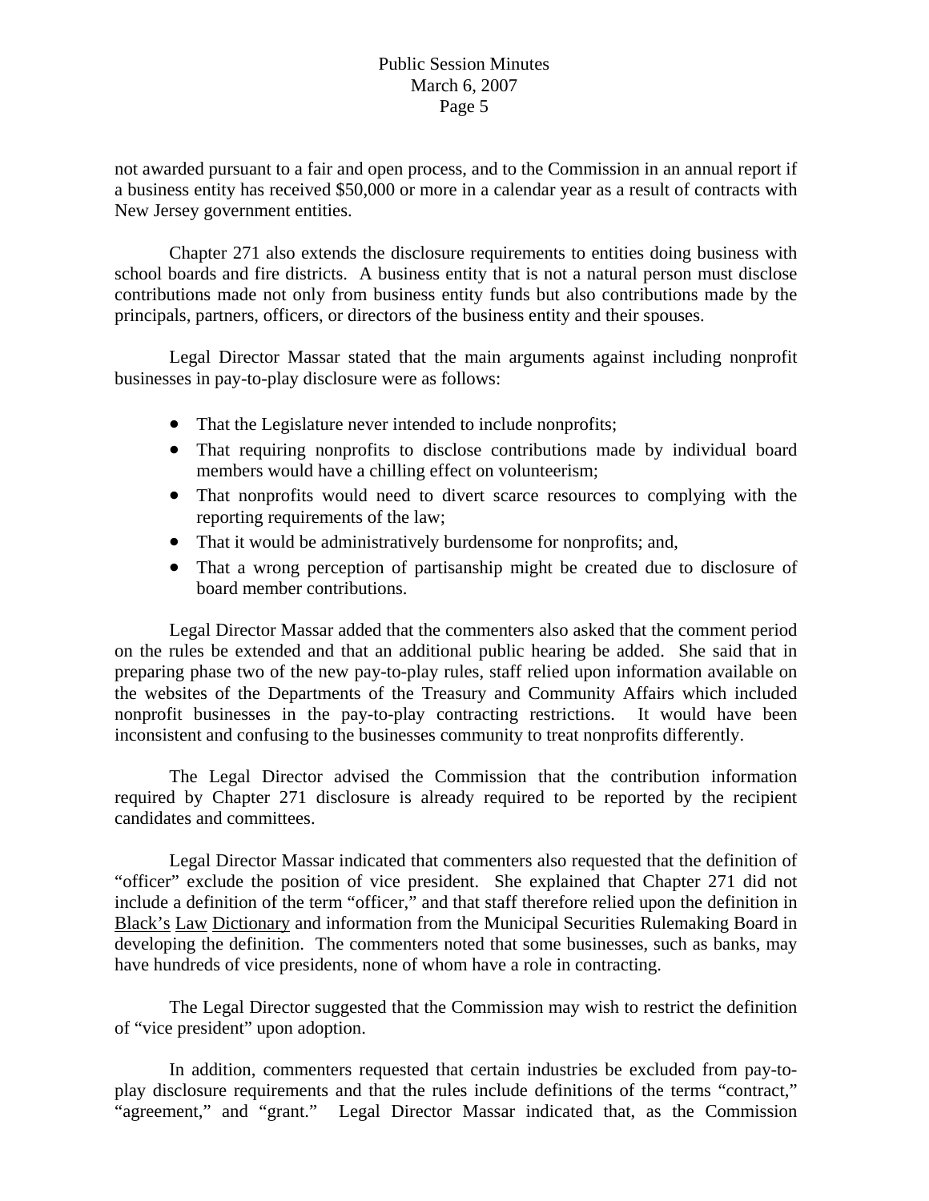not awarded pursuant to a fair and open process, and to the Commission in an annual report if a business entity has received $50,000 or more in a calendar year as a result of contracts with New Jersey government entities.

Chapter 271 also extends the disclosure requirements to entities doing business with school boards and fire districts. A business entity that is not a natural person must disclose contributions made not only from business entity funds but also contributions made by the principals, partners, officers, or directors of the business entity and their spouses.

Legal Director Massar stated that the main arguments against including nonprofit businesses in pay-to-play disclosure were as follows:

- That the Legislature never intended to include nonprofits;
- That requiring nonprofits to disclose contributions made by individual board members would have a chilling effect on volunteerism;
- That nonprofits would need to divert scarce resources to complying with the reporting requirements of the law;
- That it would be administratively burdensome for nonprofits; and,
- That a wrong perception of partisanship might be created due to disclosure of board member contributions.

Legal Director Massar added that the commenters also asked that the comment period on the rules be extended and that an additional public hearing be added. She said that in preparing phase two of the new pay-to-play rules, staff relied upon information available on the websites of the Departments of the Treasury and Community Affairs which included nonprofit businesses in the pay-to-play contracting restrictions. It would have been inconsistent and confusing to the businesses community to treat nonprofits differently.

The Legal Director advised the Commission that the contribution information required by Chapter 271 disclosure is already required to be reported by the recipient candidates and committees.

Legal Director Massar indicated that commenters also requested that the definition of "officer" exclude the position of vice president. She explained that Chapter 271 did not include a definition of the term "officer," and that staff therefore relied upon the definition in Black's Law Dictionary and information from the Municipal Securities Rulemaking Board in developing the definition. The commenters noted that some businesses, such as banks, may have hundreds of vice presidents, none of whom have a role in contracting.

The Legal Director suggested that the Commission may wish to restrict the definition of "vice president" upon adoption.

In addition, commenters requested that certain industries be excluded from pay-to-play disclosure requirements and that the rules include definitions of the terms "contract," "agreement," and "grant." Legal Director Massar indicated that, as the Commission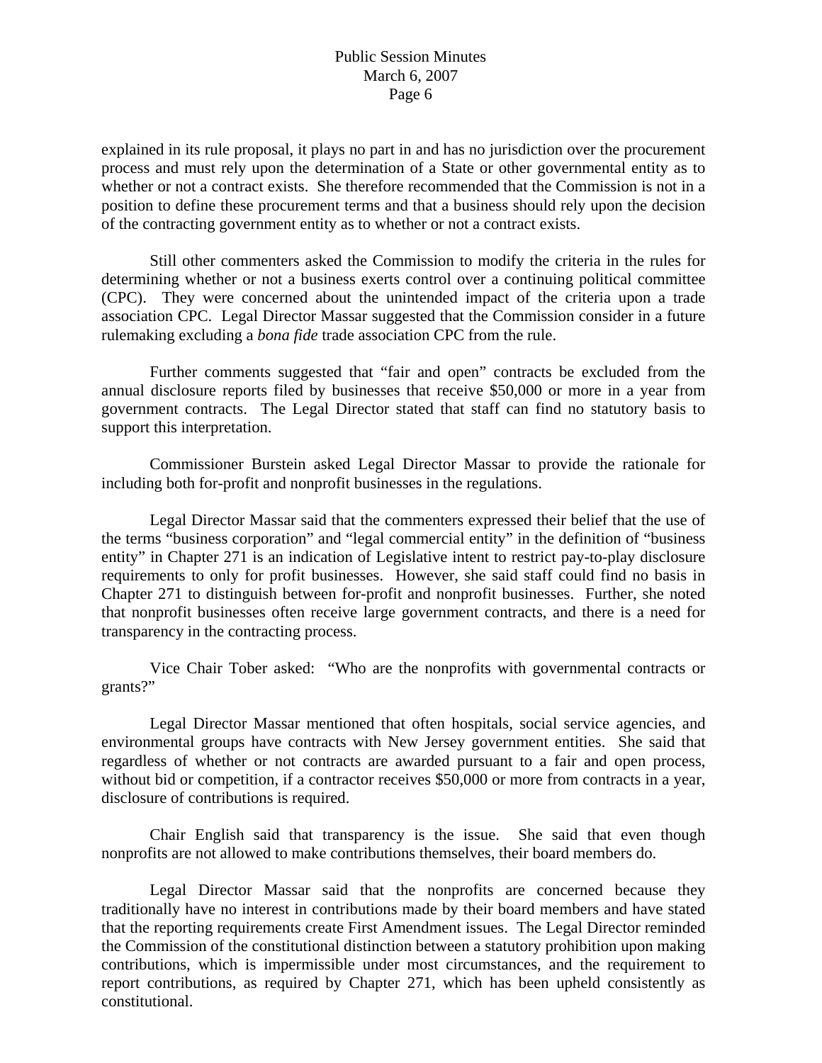explained in its rule proposal, it plays no part in and has no jurisdiction over the procurement process and must rely upon the determination of a State or other governmental entity as to whether or not a contract exists. She therefore recommended that the Commission is not in a position to define these procurement terms and that a business should rely upon the decision of the contracting government entity as to whether or not a contract exists.

Still other commenters asked the Commission to modify the criteria in the rules for determining whether or not a business exerts control over a continuing political committee (CPC). They were concerned about the unintended impact of the criteria upon a trade association CPC. Legal Director Massar suggested that the Commission consider in a future rulemaking excluding a *bona fide* trade association CPC from the rule.

Further comments suggested that "fair and open" contracts be excluded from the annual disclosure reports filed by businesses that receive $50,000 or more in a year from government contracts. The Legal Director stated that staff can find no statutory basis to support this interpretation.

Commissioner Burstein asked Legal Director Massar to provide the rationale for including both for-profit and nonprofit businesses in the regulations.

Legal Director Massar said that the commenters expressed their belief that the use of the terms "business corporation" and "legal commercial entity" in the definition of "business entity" in Chapter 271 is an indication of Legislative intent to restrict pay-to-play disclosure requirements to only for profit businesses. However, she said staff could find no basis in Chapter 271 to distinguish between for-profit and nonprofit businesses. Further, she noted that nonprofit businesses often receive large government contracts, and there is a need for transparency in the contracting process.

Vice Chair Tober asked: "Who are the nonprofits with governmental contracts or grants?"

Legal Director Massar mentioned that often hospitals, social service agencies, and environmental groups have contracts with New Jersey government entities. She said that regardless of whether or not contracts are awarded pursuant to a fair and open process, without bid or competition, if a contractor receives $50,000 or more from contracts in a year, disclosure of contributions is required.

Chair English said that transparency is the issue. She said that even though nonprofits are not allowed to make contributions themselves, their board members do.

Legal Director Massar said that the nonprofits are concerned because they traditionally have no interest in contributions made by their board members and have stated that the reporting requirements create First Amendment issues. The Legal Director reminded the Commission of the constitutional distinction between a statutory prohibition upon making contributions, which is impermissible under most circumstances, and the requirement to report contributions, as required by Chapter 271, which has been upheld consistently as constitutional.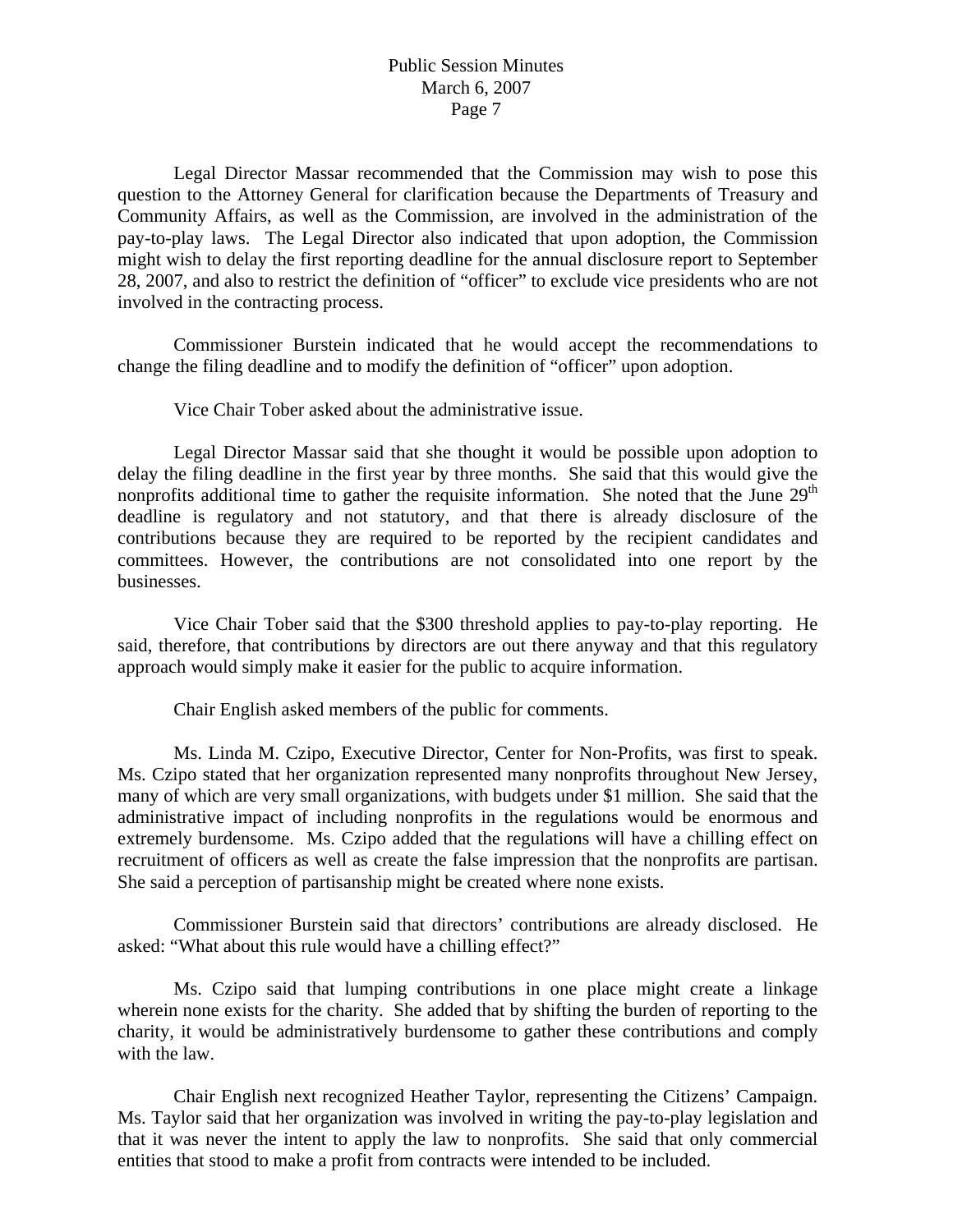Legal Director Massar recommended that the Commission may wish to pose this question to the Attorney General for clarification because the Departments of Treasury and Community Affairs, as well as the Commission, are involved in the administration of the pay-to-play laws. The Legal Director also indicated that upon adoption, the Commission might wish to delay the first reporting deadline for the annual disclosure report to September 28, 2007, and also to restrict the definition of "officer" to exclude vice presidents who are not involved in the contracting process.

Commissioner Burstein indicated that he would accept the recommendations to change the filing deadline and to modify the definition of "officer" upon adoption.

Vice Chair Tober asked about the administrative issue.

Legal Director Massar said that she thought it would be possible upon adoption to delay the filing deadline in the first year by three months. She said that this would give the nonprofits additional time to gather the requisite information. She noted that the June 29th deadline is regulatory and not statutory, and that there is already disclosure of the contributions because they are required to be reported by the recipient candidates and committees. However, the contributions are not consolidated into one report by the businesses.

Vice Chair Tober said that the $300 threshold applies to pay-to-play reporting. He said, therefore, that contributions by directors are out there anyway and that this regulatory approach would simply make it easier for the public to acquire information.

Chair English asked members of the public for comments.

Ms. Linda M. Czipo, Executive Director, Center for Non-Profits, was first to speak. Ms. Czipo stated that her organization represented many nonprofits throughout New Jersey, many of which are very small organizations, with budgets under $1 million. She said that the administrative impact of including nonprofits in the regulations would be enormous and extremely burdensome. Ms. Czipo added that the regulations will have a chilling effect on recruitment of officers as well as create the false impression that the nonprofits are partisan. She said a perception of partisanship might be created where none exists.

Commissioner Burstein said that directors' contributions are already disclosed. He asked: "What about this rule would have a chilling effect?"

Ms. Czipo said that lumping contributions in one place might create a linkage wherein none exists for the charity. She added that by shifting the burden of reporting to the charity, it would be administratively burdensome to gather these contributions and comply with the law.

Chair English next recognized Heather Taylor, representing the Citizens' Campaign. Ms. Taylor said that her organization was involved in writing the pay-to-play legislation and that it was never the intent to apply the law to nonprofits. She said that only commercial entities that stood to make a profit from contracts were intended to be included.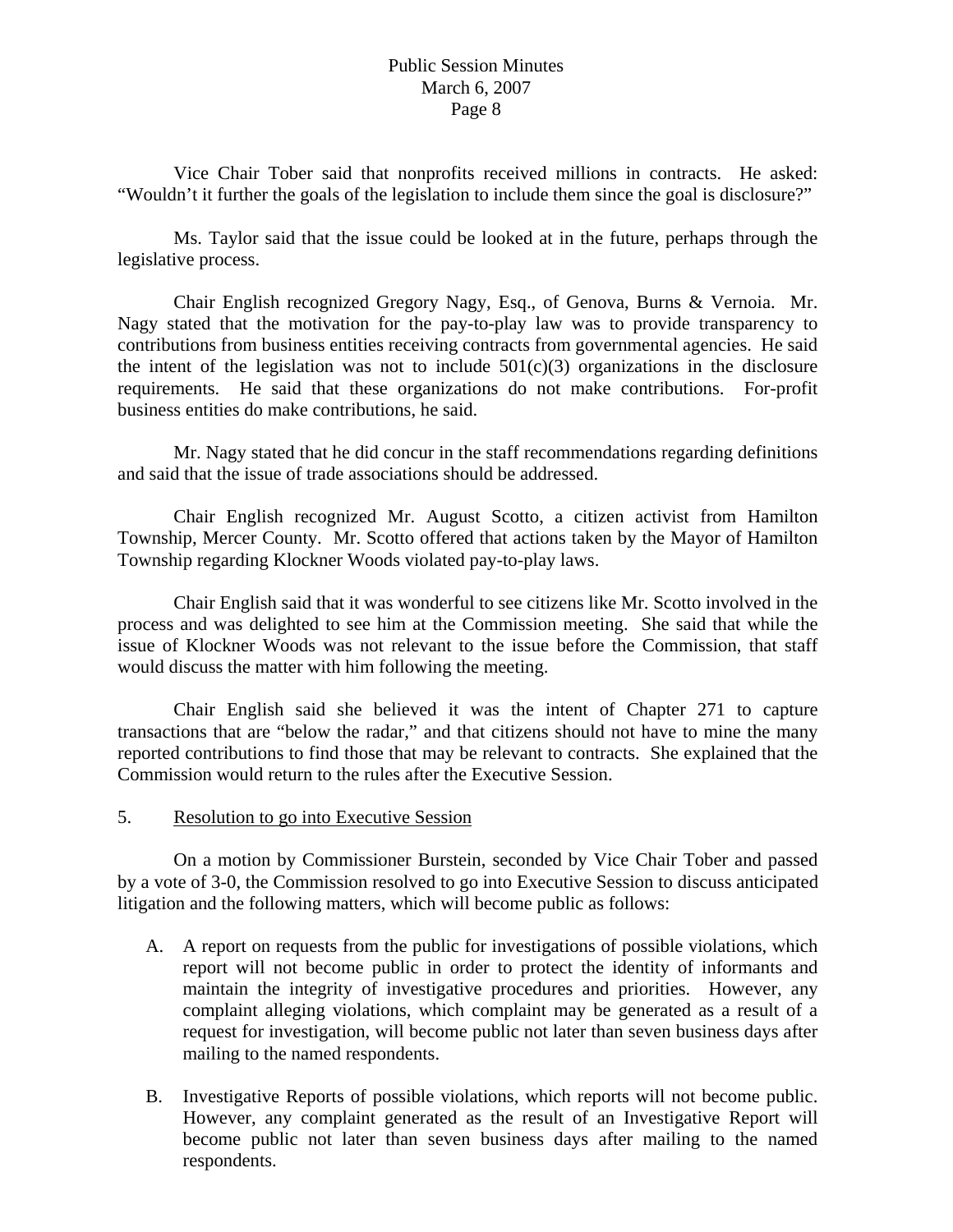Vice Chair Tober said that nonprofits received millions in contracts. He asked: "Wouldn't it further the goals of the legislation to include them since the goal is disclosure?"

Ms. Taylor said that the issue could be looked at in the future, perhaps through the legislative process.

Chair English recognized Gregory Nagy, Esq., of Genova, Burns & Vernoia. Mr. Nagy stated that the motivation for the pay-to-play law was to provide transparency to contributions from business entities receiving contracts from governmental agencies. He said the intent of the legislation was not to include 501(c)(3) organizations in the disclosure requirements. He said that these organizations do not make contributions. For-profit business entities do make contributions, he said.

Mr. Nagy stated that he did concur in the staff recommendations regarding definitions and said that the issue of trade associations should be addressed.

Chair English recognized Mr. August Scotto, a citizen activist from Hamilton Township, Mercer County. Mr. Scotto offered that actions taken by the Mayor of Hamilton Township regarding Klockner Woods violated pay-to-play laws.

Chair English said that it was wonderful to see citizens like Mr. Scotto involved in the process and was delighted to see him at the Commission meeting. She said that while the issue of Klockner Woods was not relevant to the issue before the Commission, that staff would discuss the matter with him following the meeting.

Chair English said she believed it was the intent of Chapter 271 to capture transactions that are "below the radar," and that citizens should not have to mine the many reported contributions to find those that may be relevant to contracts. She explained that the Commission would return to the rules after the Executive Session.

5. Resolution to go into Executive Session

On a motion by Commissioner Burstein, seconded by Vice Chair Tober and passed by a vote of 3-0, the Commission resolved to go into Executive Session to discuss anticipated litigation and the following matters, which will become public as follows:

A. A report on requests from the public for investigations of possible violations, which report will not become public in order to protect the identity of informants and maintain the integrity of investigative procedures and priorities. However, any complaint alleging violations, which complaint may be generated as a result of a request for investigation, will become public not later than seven business days after mailing to the named respondents.

B. Investigative Reports of possible violations, which reports will not become public. However, any complaint generated as the result of an Investigative Report will become public not later than seven business days after mailing to the named respondents.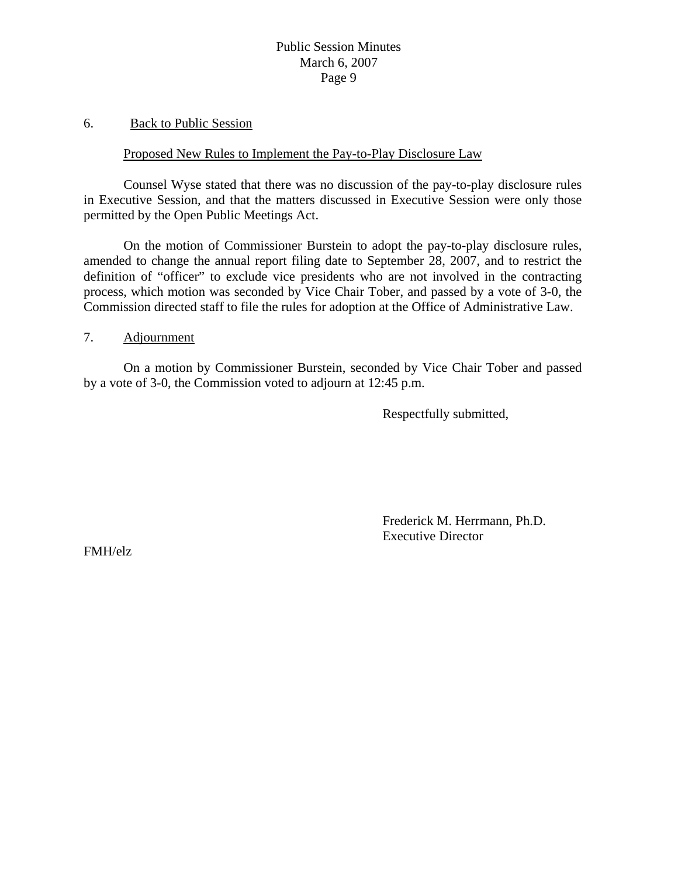6. Back to Public Session

Proposed New Rules to Implement the Pay-to-Play Disclosure Law

Counsel Wyse stated that there was no discussion of the pay-to-play disclosure rules in Executive Session, and that the matters discussed in Executive Session were only those permitted by the Open Public Meetings Act.

On the motion of Commissioner Burstein to adopt the pay-to-play disclosure rules, amended to change the annual report filing date to September 28, 2007, and to restrict the definition of "officer" to exclude vice presidents who are not involved in the contracting process, which motion was seconded by Vice Chair Tober, and passed by a vote of 3-0, the Commission directed staff to file the rules for adoption at the Office of Administrative Law.

7. Adjournment

On a motion by Commissioner Burstein, seconded by Vice Chair Tober and passed by a vote of 3-0, the Commission voted to adjourn at 12:45 p.m.

Respectfully submitted,

Frederick M. Herrmann, Ph.D.
Executive Director

FMH/elz